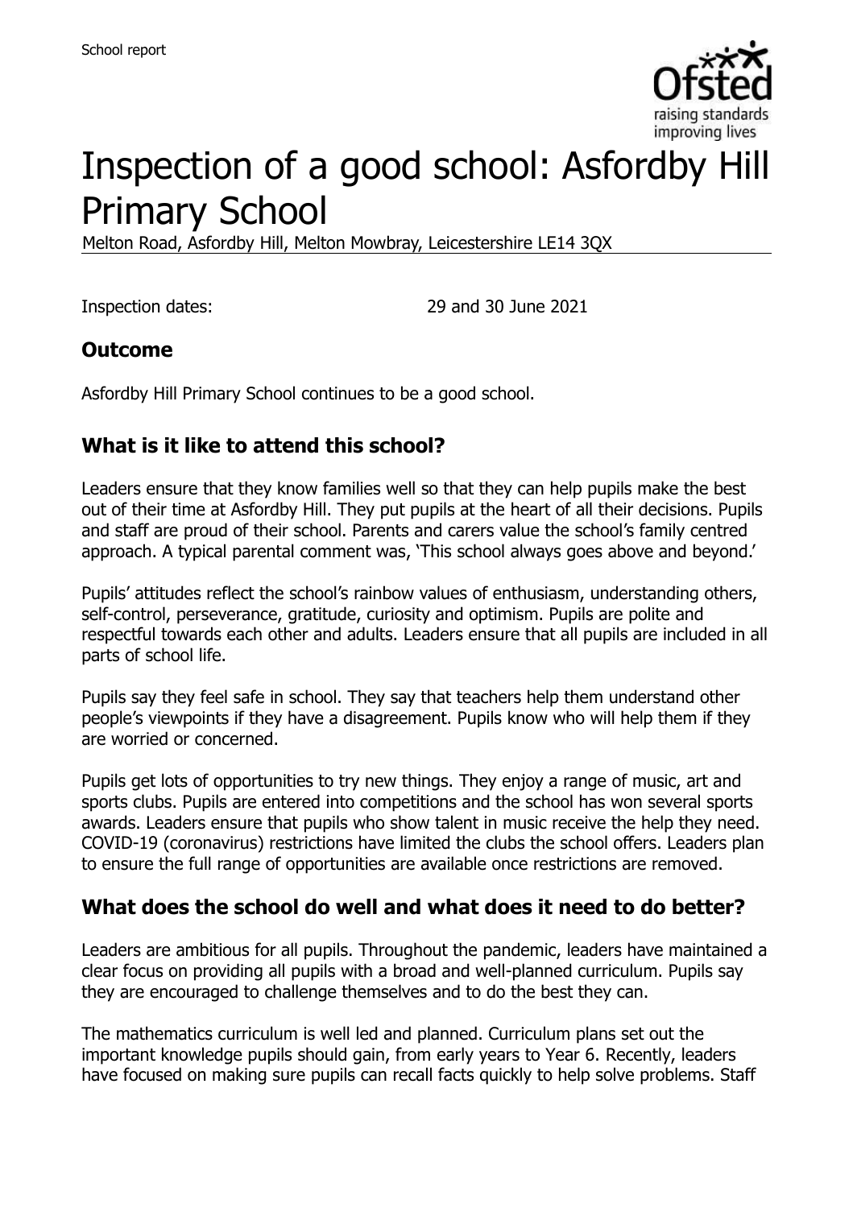School report

# Inspection of a good school: Asfordby Hill Primary School

Melton Road, Asfordby Hill, Melton Mowbray, Leicestershire LE14 3QX

Inspection dates: 29 and 30 June 2021

## Outcome

Asfordby Hill Primary School continues to be a good school.

## What is it like to attend this school?

Leaders ensure that they know families well so that they can help pupils make the best out of their time at Asfordby Hill. They put pupils at the heart of all their decisions. Pupils and staff are proud of their school. Parents and carers value the school's family centred approach. A typical parental comment was, 'This school always goes above and beyond.'

Pupils' attitudes reflect the school's rainbow values of enthusiasm, understanding others, self-control, perseverance, gratitude, curiosity and optimism. Pupils are polite and respectful towards each other and adults. Leaders ensure that all pupils are included in all parts of school life.

Pupils say they feel safe in school. They say that teachers help them understand other people's viewpoints if they have a disagreement. Pupils know who will help them if they are worried or concerned.

Pupils get lots of opportunities to try new things. They enjoy a range of music, art and sports clubs. Pupils are entered into competitions and the school has won several sports awards. Leaders ensure that pupils who show talent in music receive the help they need. COVID-19 (coronavirus) restrictions have limited the clubs the school offers. Leaders plan to ensure the full range of opportunities are available once restrictions are removed.

## What does the school do well and what does it need to do better?

Leaders are ambitious for all pupils. Throughout the pandemic, leaders have maintained a clear focus on providing all pupils with a broad and well-planned curriculum. Pupils say they are encouraged to challenge themselves and to do the best they can.

The mathematics curriculum is well led and planned. Curriculum plans set out the important knowledge pupils should gain, from early years to Year 6. Recently, leaders have focused on making sure pupils can recall facts quickly to help solve problems. Staff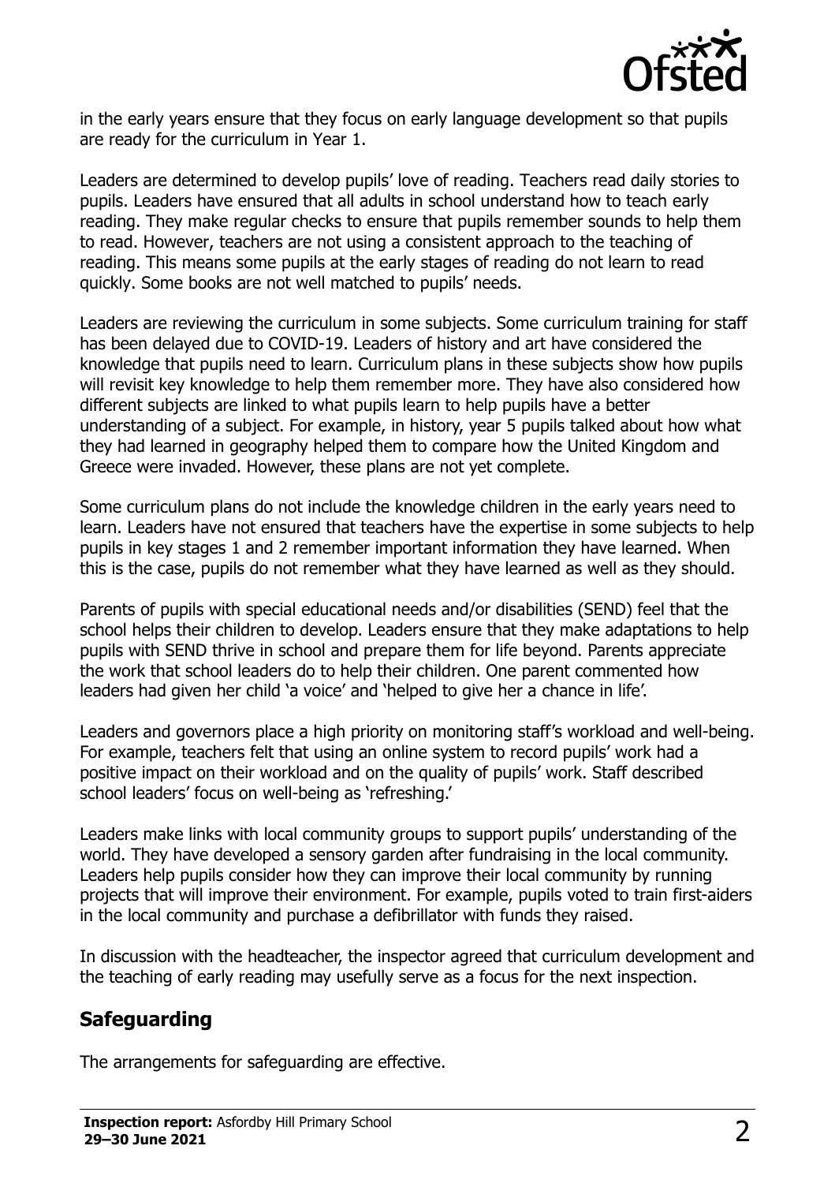in the early years ensure that they focus on early language development so that pupils are ready for the curriculum in Year 1.

Leaders are determined to develop pupils' love of reading. Teachers read daily stories to pupils. Leaders have ensured that all adults in school understand how to teach early reading. They make regular checks to ensure that pupils remember sounds to help them to read. However, teachers are not using a consistent approach to the teaching of reading. This means some pupils at the early stages of reading do not learn to read quickly. Some books are not well matched to pupils' needs.

Leaders are reviewing the curriculum in some subjects. Some curriculum training for staff has been delayed due to COVID-19. Leaders of history and art have considered the knowledge that pupils need to learn. Curriculum plans in these subjects show how pupils will revisit key knowledge to help them remember more. They have also considered how different subjects are linked to what pupils learn to help pupils have a better understanding of a subject. For example, in history, year 5 pupils talked about how what they had learned in geography helped them to compare how the United Kingdom and Greece were invaded. However, these plans are not yet complete.

Some curriculum plans do not include the knowledge children in the early years need to learn. Leaders have not ensured that teachers have the expertise in some subjects to help pupils in key stages 1 and 2 remember important information they have learned. When this is the case, pupils do not remember what they have learned as well as they should.

Parents of pupils with special educational needs and/or disabilities (SEND) feel that the school helps their children to develop. Leaders ensure that they make adaptations to help pupils with SEND thrive in school and prepare them for life beyond. Parents appreciate the work that school leaders do to help their children. One parent commented how leaders had given her child 'a voice' and 'helped to give her a chance in life'.

Leaders and governors place a high priority on monitoring staff's workload and well-being. For example, teachers felt that using an online system to record pupils' work had a positive impact on their workload and on the quality of pupils' work. Staff described school leaders' focus on well-being as 'refreshing.'

Leaders make links with local community groups to support pupils' understanding of the world. They have developed a sensory garden after fundraising in the local community. Leaders help pupils consider how they can improve their local community by running projects that will improve their environment. For example, pupils voted to train first-aiders in the local community and purchase a defibrillator with funds they raised.

In discussion with the headteacher, the inspector agreed that curriculum development and the teaching of early reading may usefully serve as a focus for the next inspection.

## Safeguarding

The arrangements for safeguarding are effective.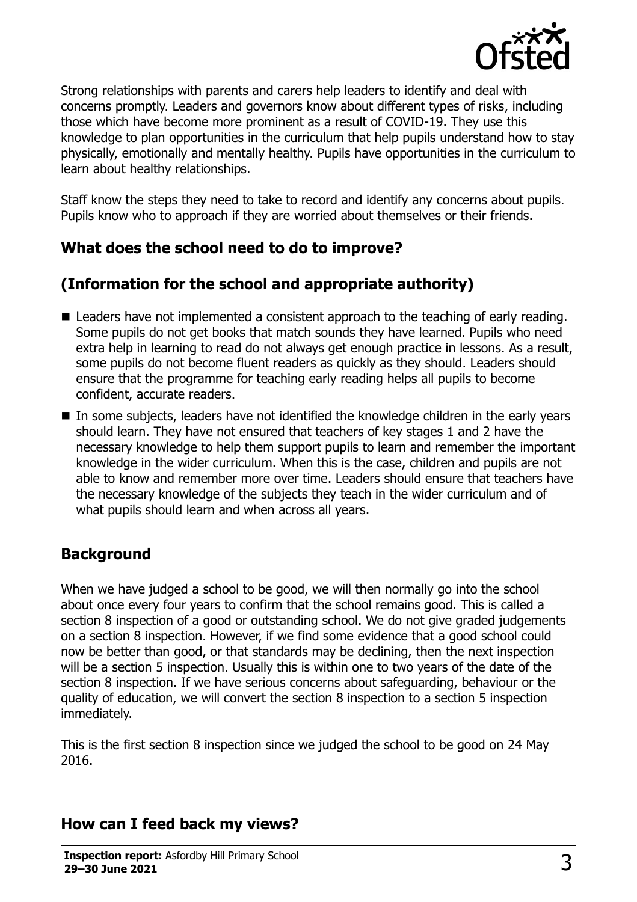Strong relationships with parents and carers help leaders to identify and deal with concerns promptly. Leaders and governors know about different types of risks, including those which have become more prominent as a result of COVID-19. They use this knowledge to plan opportunities in the curriculum that help pupils understand how to stay physically, emotionally and mentally healthy. Pupils have opportunities in the curriculum to learn about healthy relationships.

Staff know the steps they need to take to record and identify any concerns about pupils. Pupils know who to approach if they are worried about themselves or their friends.

## What does the school need to do to improve?

## (Information for the school and appropriate authority)

- Leaders have not implemented a consistent approach to the teaching of early reading. Some pupils do not get books that match sounds they have learned. Pupils who need extra help in learning to read do not always get enough practice in lessons. As a result, some pupils do not become fluent readers as quickly as they should. Leaders should ensure that the programme for teaching early reading helps all pupils to become confident, accurate readers.
- In some subjects, leaders have not identified the knowledge children in the early years should learn. They have not ensured that teachers of key stages 1 and 2 have the necessary knowledge to help them support pupils to learn and remember the important knowledge in the wider curriculum. When this is the case, children and pupils are not able to know and remember more over time. Leaders should ensure that teachers have the necessary knowledge of the subjects they teach in the wider curriculum and of what pupils should learn and when across all years.

## Background

When we have judged a school to be good, we will then normally go into the school about once every four years to confirm that the school remains good. This is called a section 8 inspection of a good or outstanding school. We do not give graded judgements on a section 8 inspection. However, if we find some evidence that a good school could now be better than good, or that standards may be declining, then the next inspection will be a section 5 inspection. Usually this is within one to two years of the date of the section 8 inspection. If we have serious concerns about safeguarding, behaviour or the quality of education, we will convert the section 8 inspection to a section 5 inspection immediately.

This is the first section 8 inspection since we judged the school to be good on 24 May 2016.

## How can I feed back my views?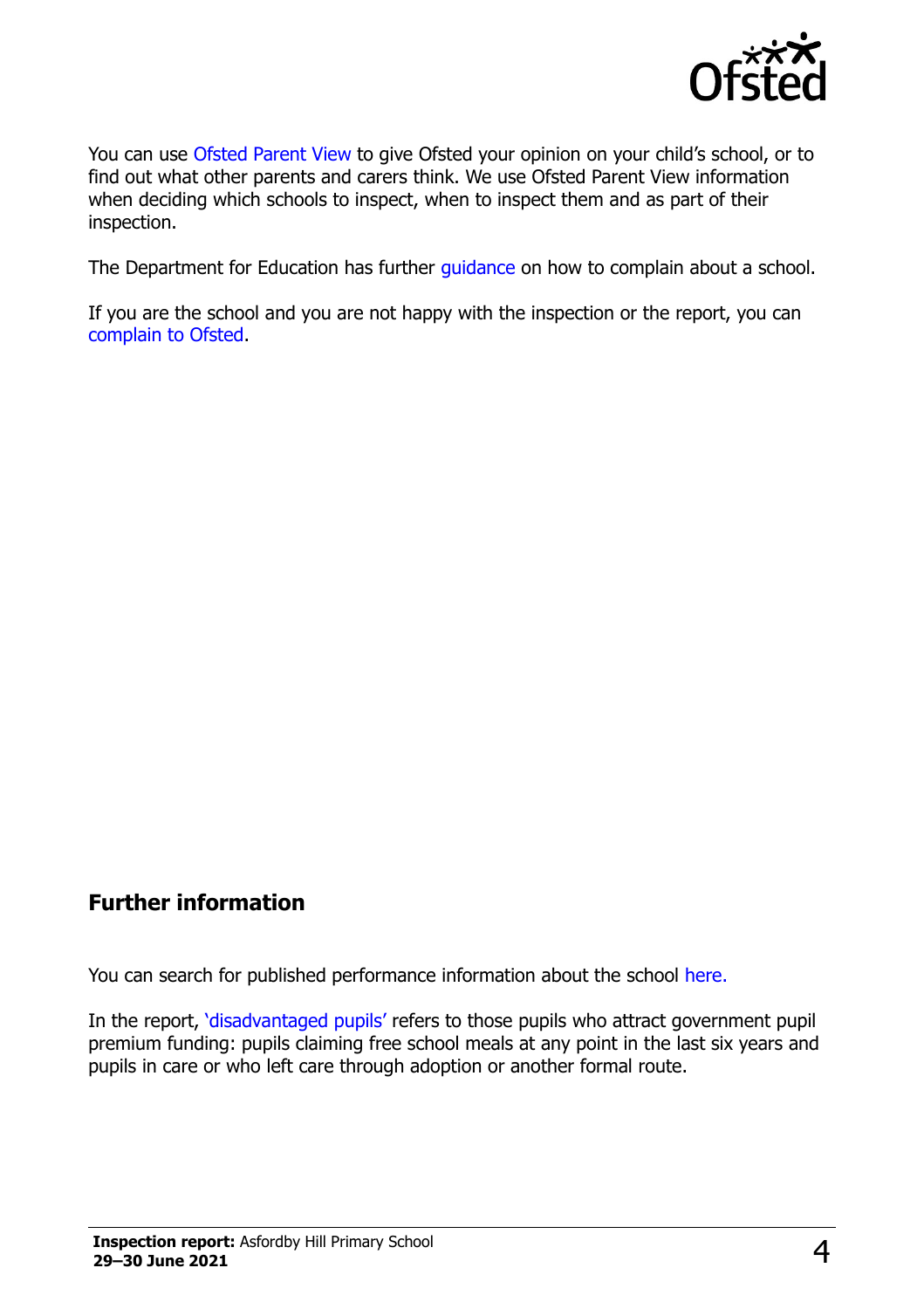You can use Ofsted Parent View to give Ofsted your opinion on your child's school, or to find out what other parents and carers think. We use Ofsted Parent View information when deciding which schools to inspect, when to inspect them and as part of their inspection.

The Department for Education has further guidance on how to complain about a school.

If you are the school and you are not happy with the inspection or the report, you can complain to Ofsted.

## Further information

You can search for published performance information about the school here.

In the report, 'disadvantaged pupils' refers to those pupils who attract government pupil premium funding: pupils claiming free school meals at any point in the last six years and pupils in care or who left care through adoption or another formal route.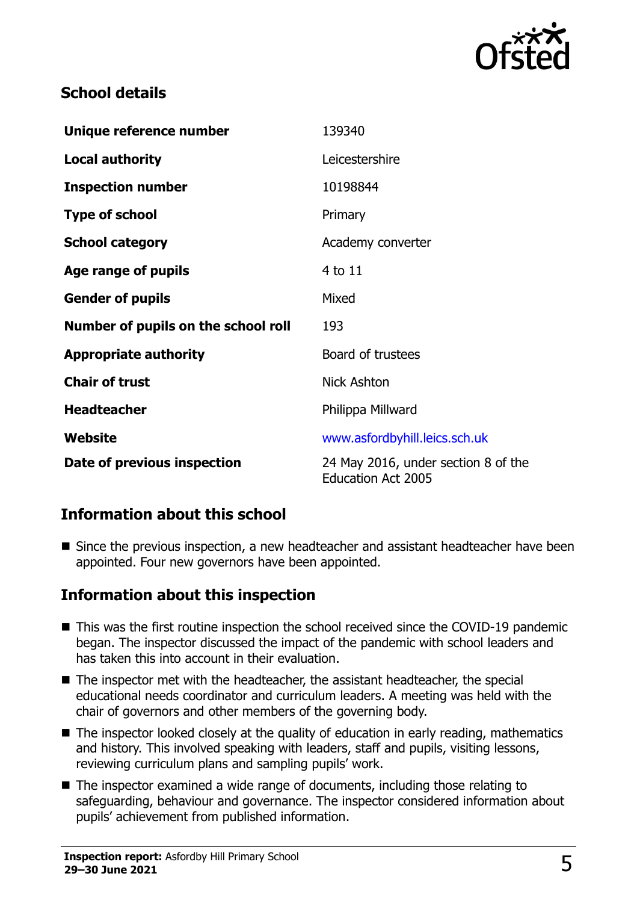## School details

| | |
|---|---|
| **Unique reference number** | 139340 |
| **Local authority** | Leicestershire |
| **Inspection number** | 10198844 |
| **Type of school** | Primary |
| **School category** | Academy converter |
| **Age range of pupils** | 4 to 11 |
| **Gender of pupils** | Mixed |
| **Number of pupils on the school roll** | 193 |
| **Appropriate authority** | Board of trustees |
| **Chair of trust** | Nick Ashton |
| **Headteacher** | Philippa Millward |
| **Website** | www.asfordbyhill.leics.sch.uk |
| **Date of previous inspection** | 24 May 2016, under section 8 of the Education Act 2005 |

## Information about this school

- Since the previous inspection, a new headteacher and assistant headteacher have been appointed. Four new governors have been appointed.

## Information about this inspection

- This was the first routine inspection the school received since the COVID-19 pandemic began. The inspector discussed the impact of the pandemic with school leaders and has taken this into account in their evaluation.
- The inspector met with the headteacher, the assistant headteacher, the special educational needs coordinator and curriculum leaders. A meeting was held with the chair of governors and other members of the governing body.
- The inspector looked closely at the quality of education in early reading, mathematics and history. This involved speaking with leaders, staff and pupils, visiting lessons, reviewing curriculum plans and sampling pupils' work.
- The inspector examined a wide range of documents, including those relating to safeguarding, behaviour and governance. The inspector considered information about pupils' achievement from published information.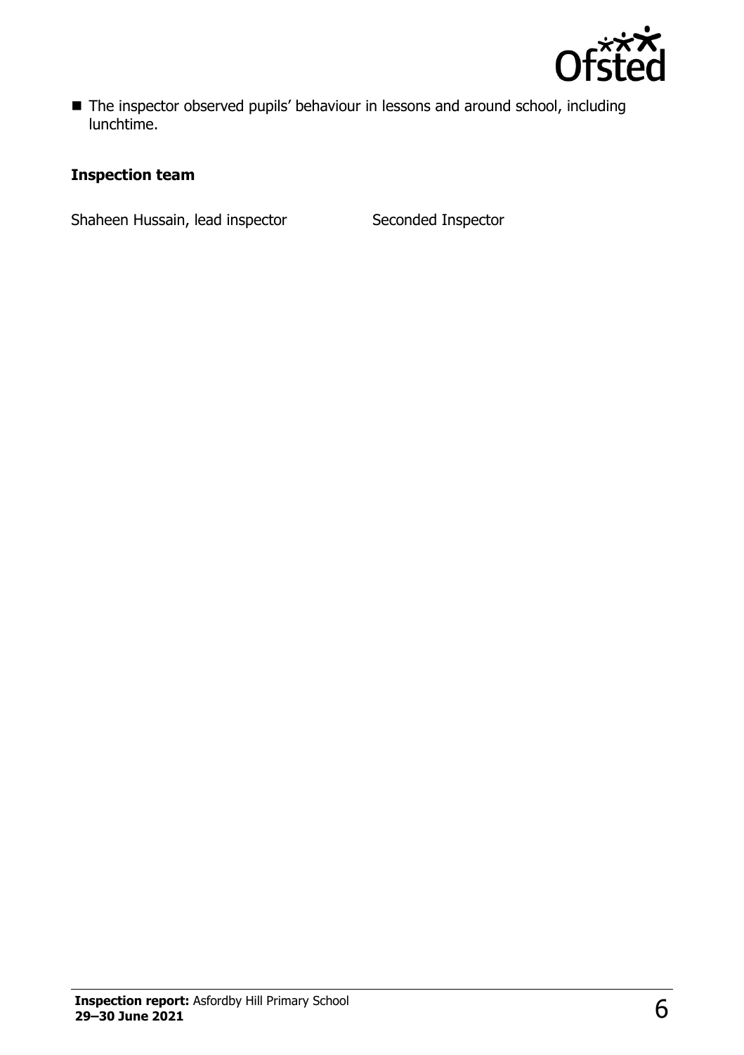- The inspector observed pupils' behaviour in lessons and around school, including lunchtime.

### Inspection team

| | |
|---|---|
| Shaheen Hussain, lead inspector | Seconded Inspector |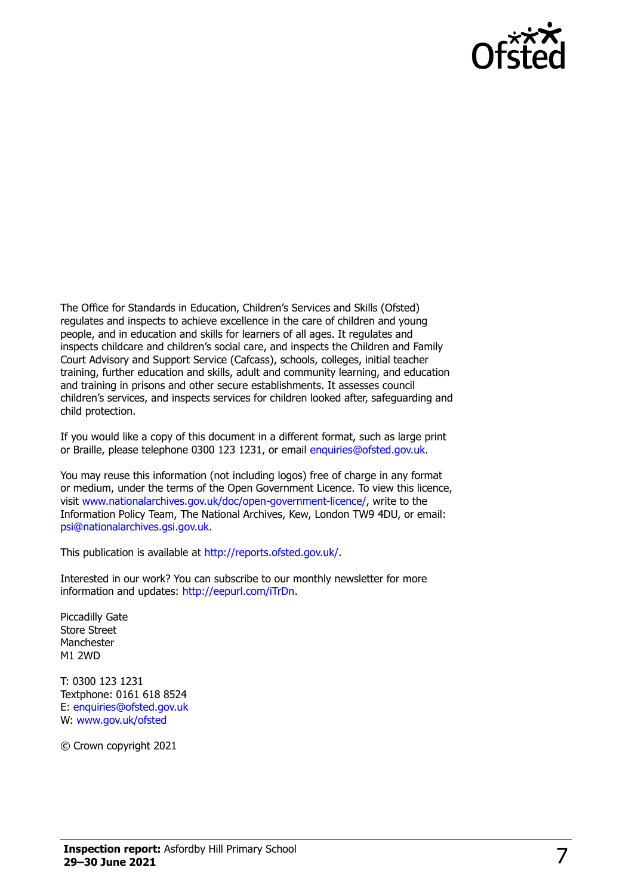The Office for Standards in Education, Children's Services and Skills (Ofsted) regulates and inspects to achieve excellence in the care of children and young people, and in education and skills for learners of all ages. It regulates and inspects childcare and children's social care, and inspects the Children and Family Court Advisory and Support Service (Cafcass), schools, colleges, initial teacher training, further education and skills, adult and community learning, and education and training in prisons and other secure establishments. It assesses council children's services, and inspects services for children looked after, safeguarding and child protection.

If you would like a copy of this document in a different format, such as large print or Braille, please telephone 0300 123 1231, or email enquiries@ofsted.gov.uk.

You may reuse this information (not including logos) free of charge in any format or medium, under the terms of the Open Government Licence. To view this licence, visit www.nationalarchives.gov.uk/doc/open-government-licence/, write to the Information Policy Team, The National Archives, Kew, London TW9 4DU, or email: psi@nationalarchives.gsi.gov.uk.

This publication is available at http://reports.ofsted.gov.uk/.

Interested in our work? You can subscribe to our monthly newsletter for more information and updates: http://eepurl.com/iTrDn.

Piccadilly Gate
Store Street
Manchester
M1 2WD

T: 0300 123 1231
Textphone: 0161 618 8524
E: enquiries@ofsted.gov.uk
W: www.gov.uk/ofsted

© Crown copyright 2021